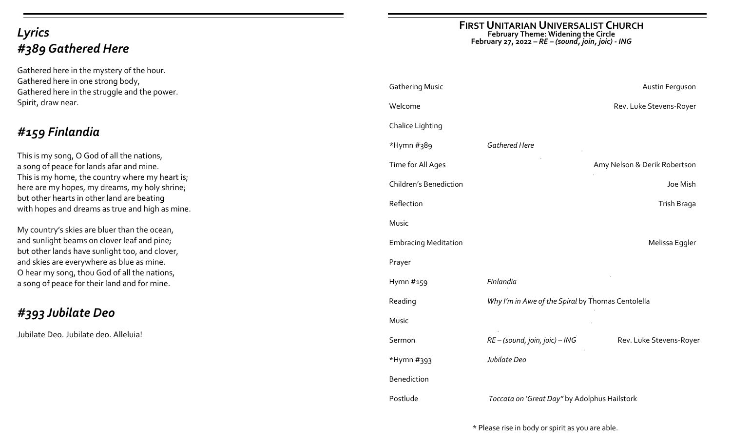# *Lyrics*

## *#389 Gathered Here*

Gathered here in the mystery of the hour.
Gathered here in one strong body,
Gathered here in the struggle and the power.
Spirit, draw near.

## *#159 Finlandia*

This is my song, O God of all the nations,
a song of peace for lands afar and mine.
This is my home, the country where my heart is;
here are my hopes, my dreams, my holy shrine;
but other hearts in other land are beating
with hopes and dreams as true and high as mine.

My country's skies are bluer than the ocean,
and sunlight beams on clover leaf and pine;
but other lands have sunlight too, and clover,
and skies are everywhere as blue as mine.
O hear my song, thou God of all the nations,
a song of peace for their land and for mine.

## *#393 Jubilate Deo*

Jubilate Deo. Jubilate deo. Alleluia!

# FIRST UNITARIAN UNIVERSALIST CHURCH

**February Theme: Widening the Circle**
**February 27, 2022 – *RE – (sound, join, joic) - ING***

| | | |
|---|---|---|
| Gathering Music | | Austin Ferguson |
| Welcome | | Rev. Luke Stevens-Royer |
| Chalice Lighting | | |
| *Hymn #389 | *Gathered Here* | |
| Time for All Ages | | Amy Nelson & Derik Robertson |
| Children's Benediction | | Joe Mish |
| Reflection | | Trish Braga |
| Music | | |
| Embracing Meditation | | Melissa Eggler |
| Prayer | | |
| Hymn #159 | *Finlandia* | |
| Reading | *Why I'm in Awe of the Spiral* by Thomas Centolella | |
| Music | | |
| Sermon | *RE – (sound, join, joic) – ING* | Rev. Luke Stevens-Royer |
| *Hymn #393 | *Jubilate Deo* | |
| Benediction | | |
| Postlude | *Toccata on 'Great Day"* by Adolphus Hailstork | |

* Please rise in body or spirit as you are able.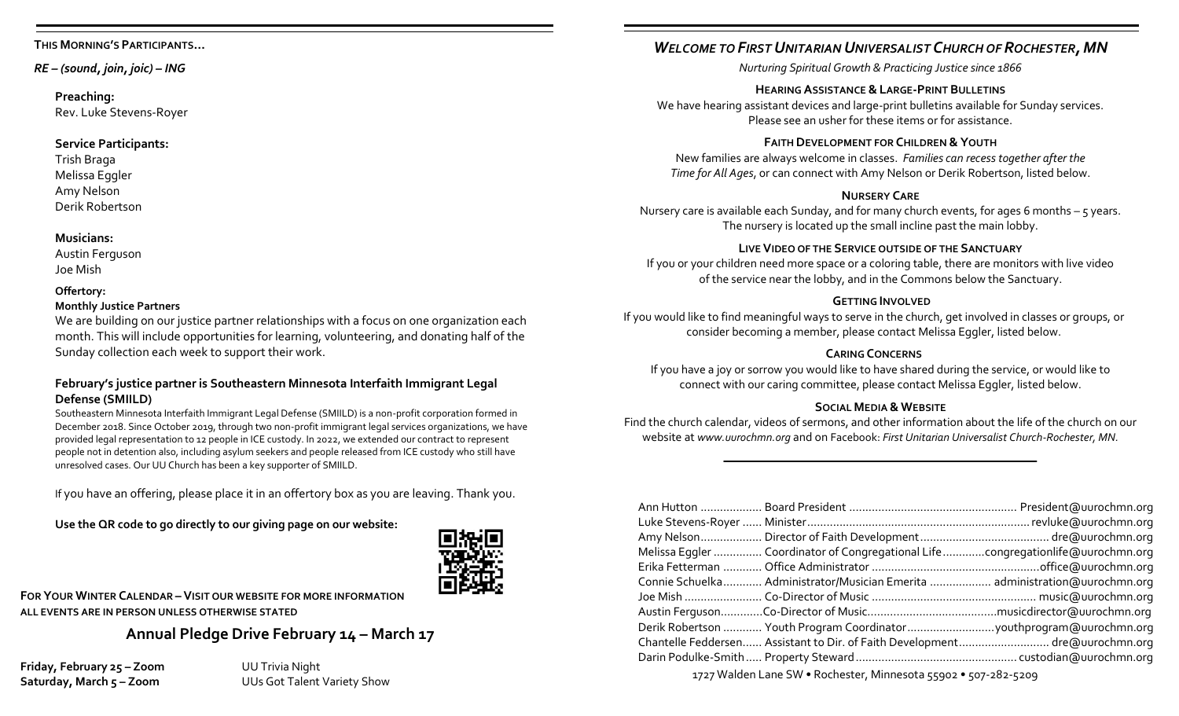**THIS MORNING'S PARTICIPANTS…**

***RE – (sound, join, joic) – ING***

**Preaching:**
Rev. Luke Stevens-Royer

**Service Participants:**
Trish Braga
Melissa Eggler
Amy Nelson
Derik Robertson

**Musicians:**
Austin Ferguson
Joe Mish

**Offertory:**
**Monthly Justice Partners**

We are building on our justice partner relationships with a focus on one organization each month. This will include opportunities for learning, volunteering, and donating half of the Sunday collection each week to support their work.

**February's justice partner is Southeastern Minnesota Interfaith Immigrant Legal Defense (SMIILD)**

Southeastern Minnesota Interfaith Immigrant Legal Defense (SMIILD) is a non-profit corporation formed in December 2018. Since October 2019, through two non-profit immigrant legal services organizations, we have provided legal representation to 12 people in ICE custody. In 2022, we extended our contract to represent people not in detention also, including asylum seekers and people released from ICE custody who still have unresolved cases. Our UU Church has been a key supporter of SMIILD.

If you have an offering, please place it in an offertory box as you are leaving. Thank you.

**Use the QR code to go directly to our giving page on our website:**

**FOR YOUR WINTER CALENDAR – VISIT OUR WEBSITE FOR MORE INFORMATION**
**ALL EVENTS ARE IN PERSON UNLESS OTHERWISE STATED**

## Annual Pledge Drive February 14 – March 17

**Friday, February 25 – Zoom** UU Trivia Night
**Saturday, March 5 – Zoom** UUs Got Talent Variety Show

## *WELCOME TO FIRST UNITARIAN UNIVERSALIST CHURCH OF ROCHESTER, MN*

*Nurturing Spiritual Growth & Practicing Justice since 1866*

**HEARING ASSISTANCE & LARGE-PRINT BULLETINS**

We have hearing assistant devices and large-print bulletins available for Sunday services. Please see an usher for these items or for assistance.

**FAITH DEVELOPMENT FOR CHILDREN & YOUTH**

New families are always welcome in classes. *Families can recess together after the Time for All Ages*, or can connect with Amy Nelson or Derik Robertson, listed below.

**NURSERY CARE**

Nursery care is available each Sunday, and for many church events, for ages 6 months – 5 years. The nursery is located up the small incline past the main lobby.

**LIVE VIDEO OF THE SERVICE OUTSIDE OF THE SANCTUARY**

If you or your children need more space or a coloring table, there are monitors with live video of the service near the lobby, and in the Commons below the Sanctuary.

**GETTING INVOLVED**

If you would like to find meaningful ways to serve in the church, get involved in classes or groups, or consider becoming a member, please contact Melissa Eggler, listed below.

**CARING CONCERNS**

If you have a joy or sorrow you would like to have shared during the service, or would like to connect with our caring committee, please contact Melissa Eggler, listed below.

**SOCIAL MEDIA & WEBSITE**

Find the church calendar, videos of sermons, and other information about the life of the church on our website at *www.uurochmn.org* and on Facebook: *First Unitarian Universalist Church-Rochester, MN.*

| | | |
|---|---|---|
| Ann Hutton | Board President | President@uurochmn.org |
| Luke Stevens-Royer | Minister | revluke@uurochmn.org |
| Amy Nelson | Director of Faith Development | dre@uurochmn.org |
| Melissa Eggler | Coordinator of Congregational Life | congregationlife@uurochmn.org |
| Erika Fetterman | Office Administrator | office@uurochmn.org |
| Connie Schuelka | Administrator/Musician Emerita | administration@uurochmn.org |
| Joe Mish | Co-Director of Music | music@uurochmn.org |
| Austin Ferguson | Co-Director of Music | musicdirector@uurochmn.org |
| Derik Robertson | Youth Program Coordinator | youthprogram@uurochmn.org |
| Chantelle Feddersen | Assistant to Dir. of Faith Development | dre@uurochmn.org |
| Darin Podulke-Smith | Property Steward | custodian@uurochmn.org |

1727 Walden Lane SW • Rochester, Minnesota 55902 • 507-282-5209